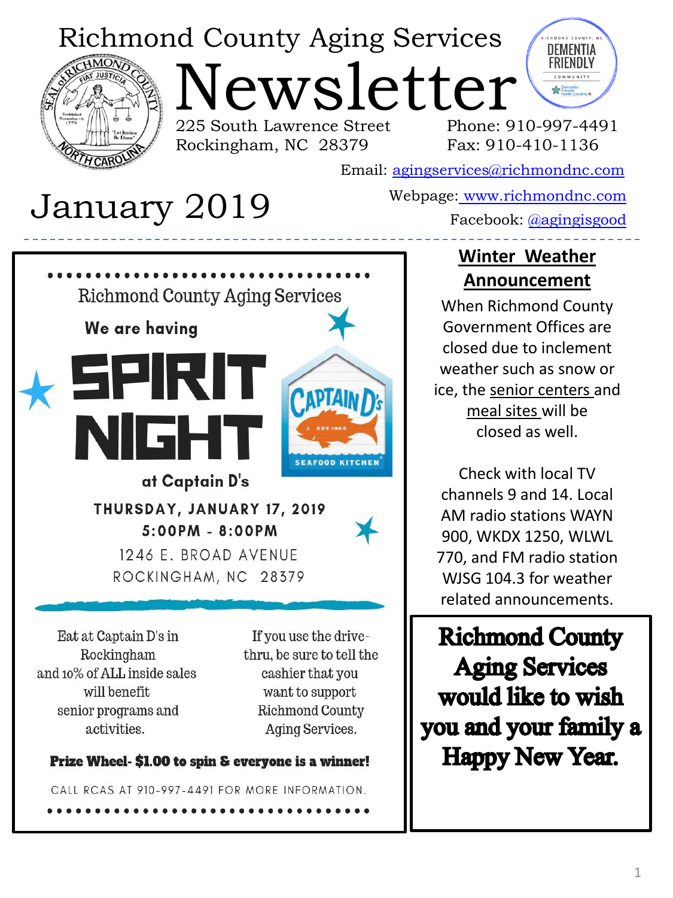# Richmond County Aging Services Newsletter

225 South Lawrence Street
Rockingham, NC 28379

Phone: 910-997-4491
Fax: 910-410-1136

Email: agingservices@richmondnc.com
Webpage: www.richmondnc.com
Facebook: @agingisgood

## January 2019

---

Richmond County Aging Services

We are having

## SPIRIT NIGHT

at Captain D's

**THURSDAY, JANUARY 17, 2019**
**5:00PM - 8:00PM**

1246 E. BROAD AVENUE
ROCKINGHAM, NC 28379

Eat at Captain D's in Rockingham and 10% of ALL inside sales will benefit senior programs and activities.

If you use the drive-thru, be sure to tell the cashier that you want to support Richmond County Aging Services.

**Prize Wheel- $1.00 to spin & everyone is a winner!**

CALL RCAS AT 910-997-4491 FOR MORE INFORMATION.

---

## Winter Weather Announcement

When Richmond County Government Offices are closed due to inclement weather such as snow or ice, the senior centers and meal sites will be closed as well.

Check with local TV channels 9 and 14. Local AM radio stations WAYN 900, WKDX 1250, WLWL 770, and FM radio station WJSG 104.3 for weather related announcements.

---

**Richmond County Aging Services would like to wish you and your family a Happy New Year.**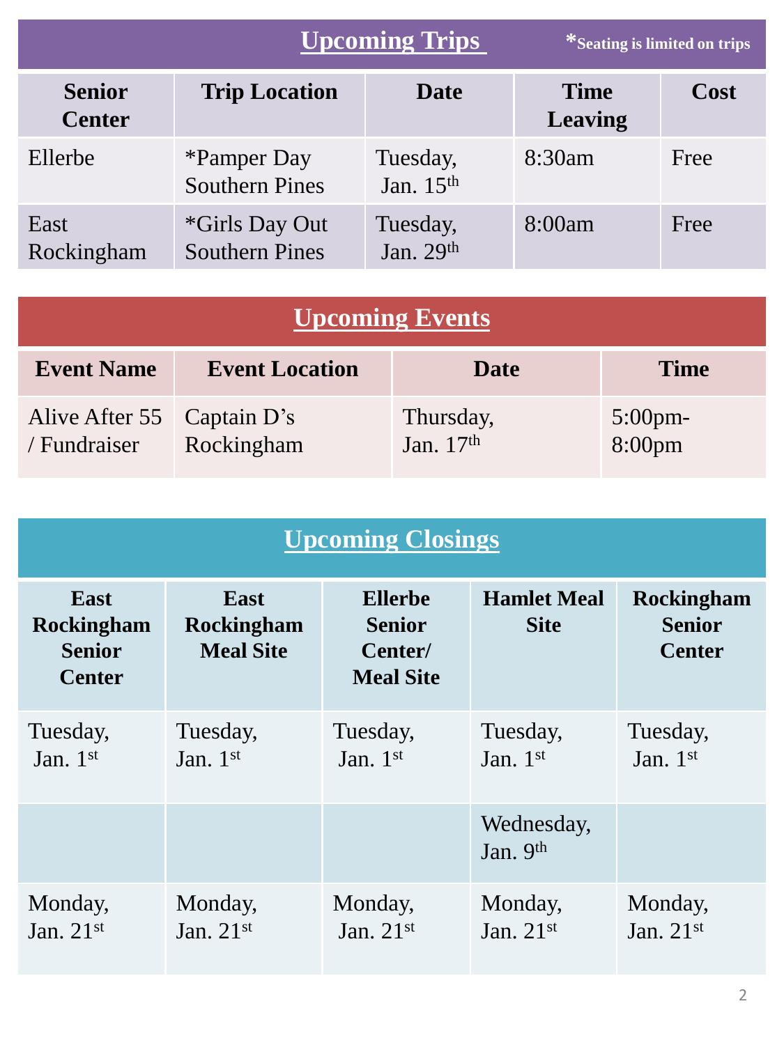## Upcoming Trips

*Seating is limited on trips

| Senior Center | Trip Location | Date | Time Leaving | Cost |
|---|---|---|---|---|
| Ellerbe | *Pamper Day Southern Pines | Tuesday, Jan. 15th | 8:30am | Free |
| East Rockingham | *Girls Day Out Southern Pines | Tuesday, Jan. 29th | 8:00am | Free |

## Upcoming Events

| Event Name | Event Location | Date | Time |
|---|---|---|---|
| Alive After 55 / Fundraiser | Captain D's Rockingham | Thursday, Jan. 17th | 5:00pm-8:00pm |

## Upcoming Closings

| East Rockingham Senior Center | East Rockingham Meal Site | Ellerbe Senior Center/ Meal Site | Hamlet Meal Site | Rockingham Senior Center |
|---|---|---|---|---|
| Tuesday, Jan. 1st | Tuesday, Jan. 1st | Tuesday, Jan. 1st | Tuesday, Jan. 1st | Tuesday, Jan. 1st |
| | | | Wednesday, Jan. 9th | |
| Monday, Jan. 21st | Monday, Jan. 21st | Monday, Jan. 21st | Monday, Jan. 21st | Monday, Jan. 21st |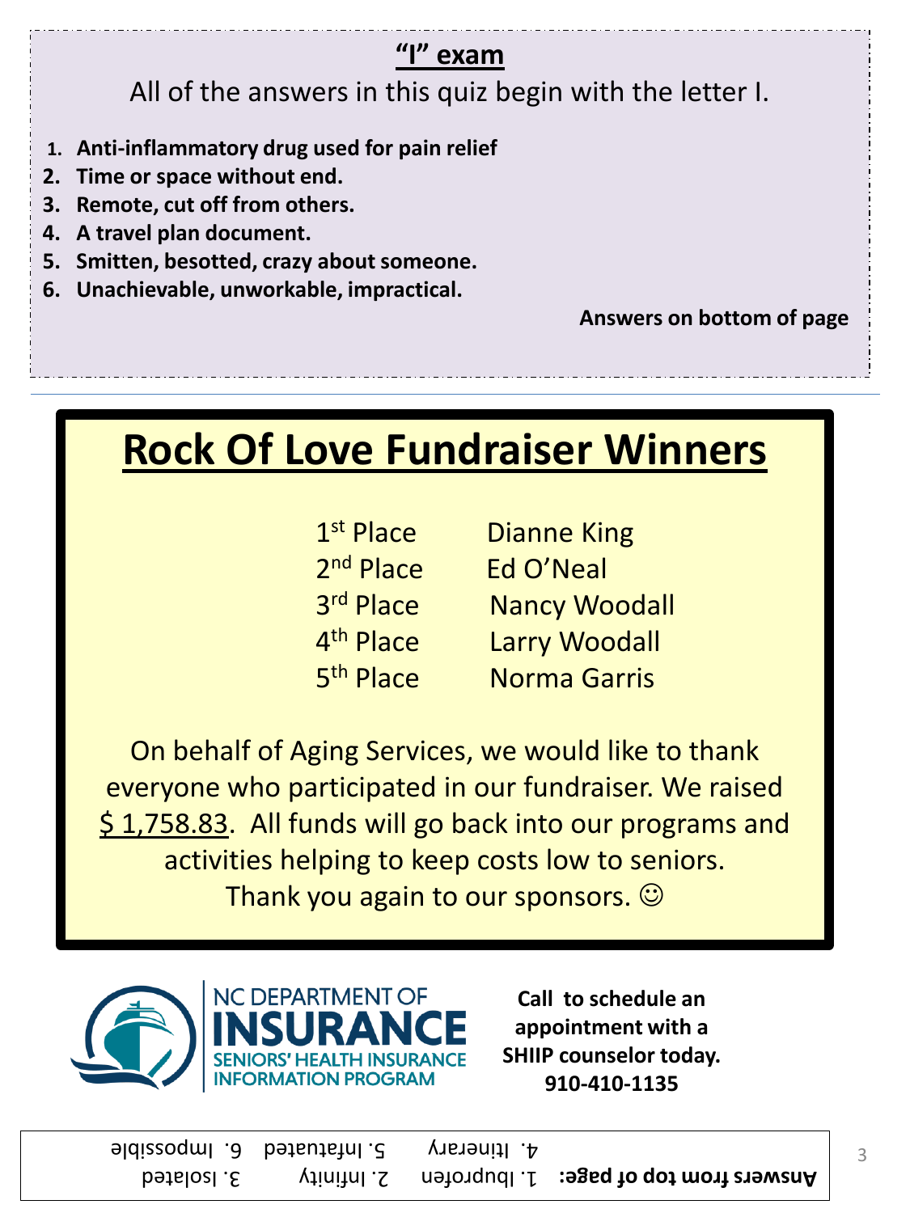## "I" exam

All of the answers in this quiz begin with the letter I.

1. **Anti-inflammatory drug used for pain relief**
2. **Time or space without end.**
3. **Remote, cut off from others.**
4. **A travel plan document.**
5. **Smitten, besotted, crazy about someone.**
6. **Unachievable, unworkable, impractical.**

**Answers on bottom of page**

# Rock Of Love Fundraiser Winners

| | |
|---|---|
| 1st Place | Dianne King |
| 2nd Place | Ed O'Neal |
| 3rd Place | Nancy Woodall |
| 4th Place | Larry Woodall |
| 5th Place | Norma Garris |

On behalf of Aging Services, we would like to thank everyone who participated in our fundraiser. We raised $ 1,758.83. All funds will go back into our programs and activities helping to keep costs low to seniors. Thank you again to our sponsors. ☺

NC DEPARTMENT OF INSURANCE
SENIORS' HEALTH INSURANCE INFORMATION PROGRAM

**Call to schedule an appointment with a SHIIP counselor today. 910-410-1135**

**Answers from top of page:** 1. Ibuprofen 2. Infinity 3. Isolated 4. Itinerary 5. Infatuated 6. Impossible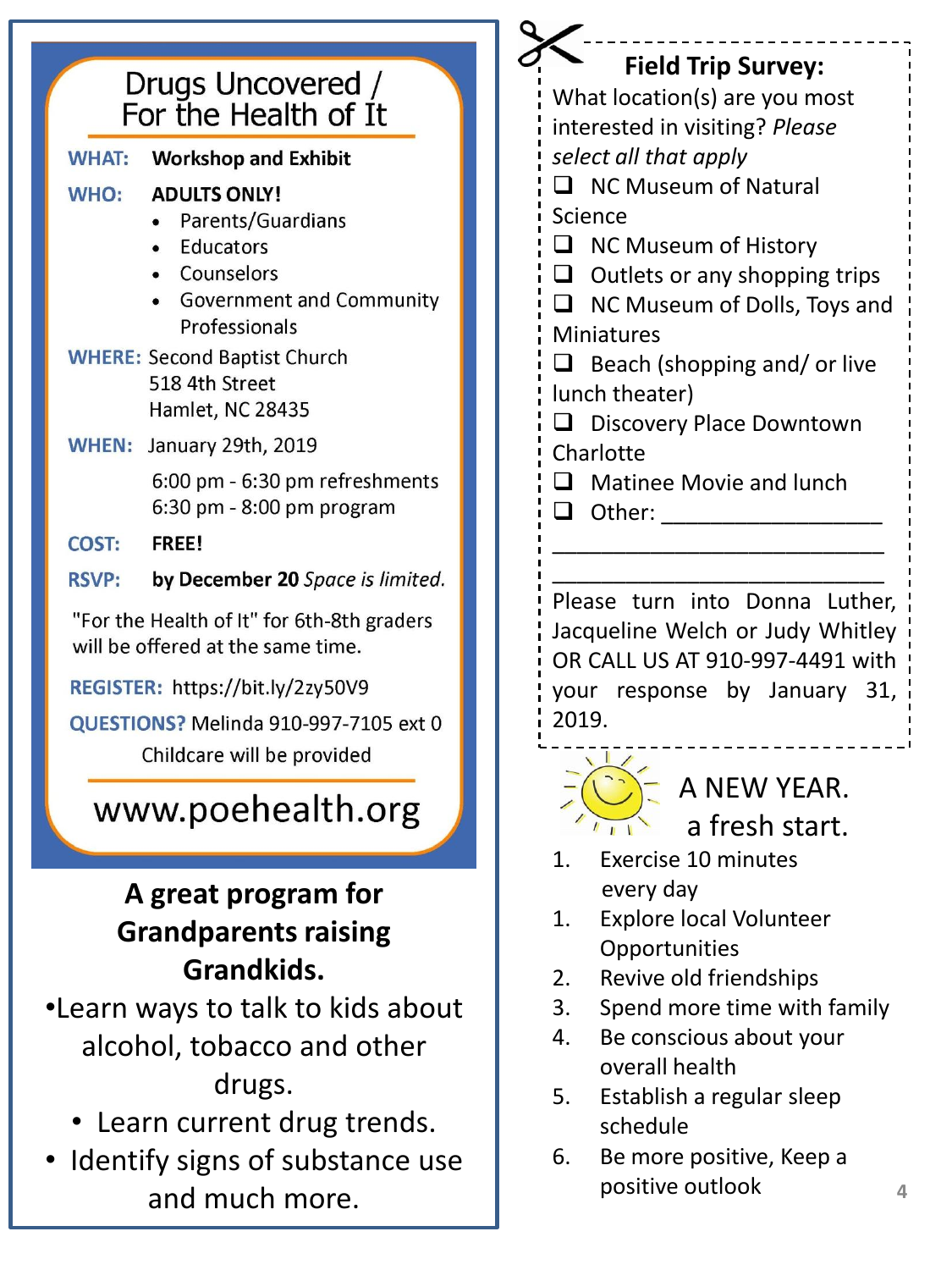## Drugs Uncovered / For the Health of It

**WHAT:** **Workshop and Exhibit**

**WHO:** **ADULTS ONLY!**

- Parents/Guardians
- Educators
- Counselors
- Government and Community Professionals

**WHERE:** Second Baptist Church
518 4th Street
Hamlet, NC 28435

**WHEN:** January 29th, 2019

6:00 pm - 6:30 pm refreshments
6:30 pm - 8:00 pm program

**COST:** **FREE!**

**RSVP:** **by December 20** *Space is limited.*

"For the Health of It" for 6th-8th graders will be offered at the same time.

**REGISTER:** https://bit.ly/2zy50V9

**QUESTIONS?** Melinda 910-997-7105 ext 0

Childcare will be provided

www.poehealth.org

**A great program for Grandparents raising Grandkids.**

- Learn ways to talk to kids about alcohol, tobacco and other drugs.
- Learn current drug trends.
- Identify signs of substance use and much more.

## Field Trip Survey:

What location(s) are you most interested in visiting? *Please select all that apply*

- ❑ NC Museum of Natural Science
- ❑ NC Museum of History
- ❑ Outlets or any shopping trips
- ❑ NC Museum of Dolls, Toys and Miniatures
- ❑ Beach (shopping and/ or live lunch theater)
- ❑ Discovery Place Downtown Charlotte
- ❑ Matinee Movie and lunch
- ❑ Other: ___________________

______________________________

______________________________

Please turn into Donna Luther, Jacqueline Welch or Judy Whitley OR CALL US AT 910-997-4491 with your response by January 31, 2019.

## A NEW YEAR. a fresh start.

1. Exercise 10 minutes every day
1. Explore local Volunteer Opportunities
2. Revive old friendships
3. Spend more time with family
4. Be conscious about your overall health
5. Establish a regular sleep schedule
6. Be more positive, Keep a positive outlook